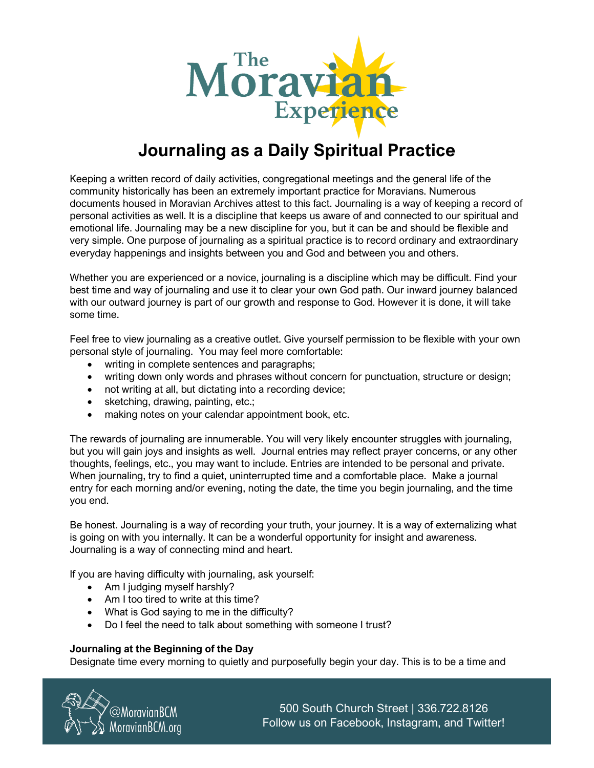# Journaling as a Daily Spiritual Practice

Keeping a written record of daily activities, congregational meetings and the general life of the community historically has been an extremely important practice for Moravians. Numerous documents housed in Moravian Archives attest to this fact. Journaling is a way of keeping a record of personal activities as well. It is a discipline that keeps us aware of and connected to our spiritual and emotional life. Journaling may be a new discipline for you, but it can be and should be flexible and very simple. One purpose of journaling as a spiritual practice is to record ordinary and extraordinary everyday happenings and insights between you and God and between you and others.

Whether you are experienced or a novice, journaling is a discipline which may be difficult. Find your best time and way of journaling and use it to clear your own God path. Our inward journey balanced with our outward journey is part of our growth and response to God. However it is done, it will take some time.

Feel free to view journaling as a creative outlet. Give yourself permission to be flexible with your own personal style of journaling. You may feel more comfortable:

- writing in complete sentences and paragraphs;
- writing down only words and phrases without concern for punctuation, structure or design;
- not writing at all, but dictating into a recording device;
- sketching, drawing, painting, etc.;
- making notes on your calendar appointment book, etc.

The rewards of journaling are innumerable. You will very likely encounter struggles with journaling, but you will gain joys and insights as well. Journal entries may reflect prayer concerns, or any other thoughts, feelings, etc., you may want to include. Entries are intended to be personal and private. When journaling, try to find a quiet, uninterrupted time and a comfortable place. Make a journal entry for each morning and/or evening, noting the date, the time you begin journaling, and the time you end.

Be honest. Journaling is a way of recording your truth, your journey. It is a way of externalizing what is going on with you internally. It can be a wonderful opportunity for insight and awareness. Journaling is a way of connecting mind and heart.

If you are having difficulty with journaling, ask yourself:

- Am I judging myself harshly?
- Am I too tired to write at this time?
- What is God saying to me in the difficulty?
- Do I feel the need to talk about something with someone I trust?

**Journaling at the Beginning of the Day**

Designate time every morning to quietly and purposefully begin your day. This is to be a time and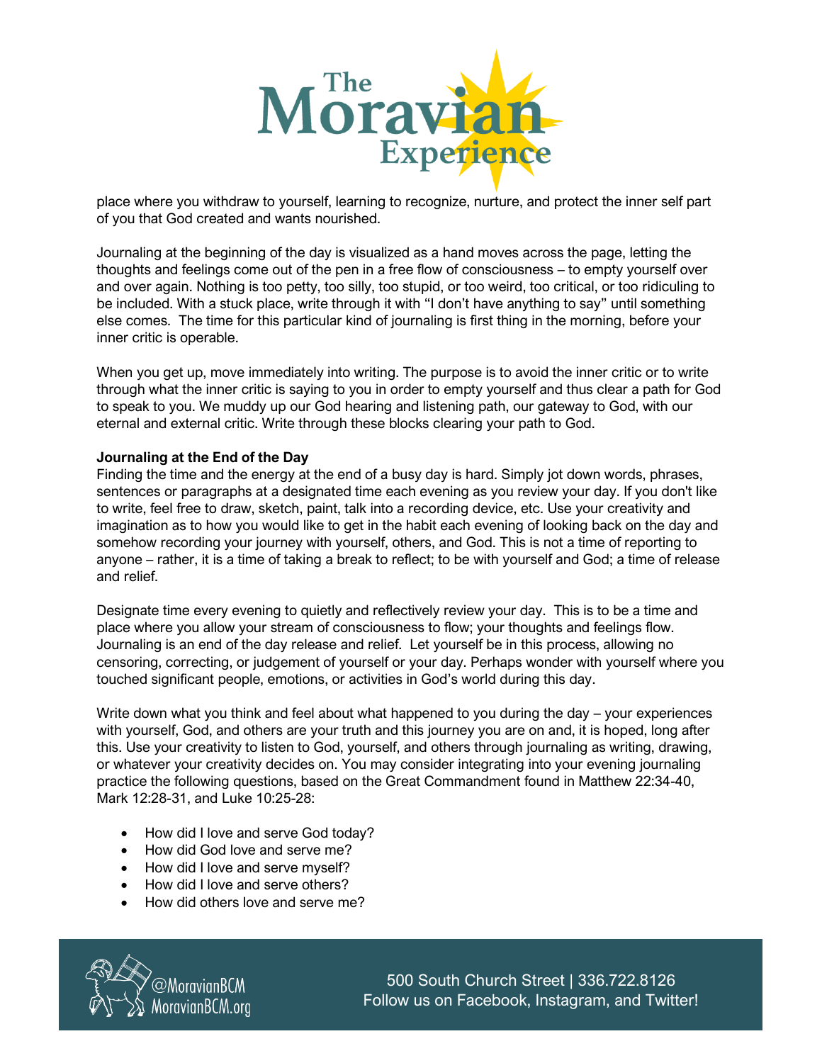place where you withdraw to yourself, learning to recognize, nurture, and protect the inner self part of you that God created and wants nourished.

Journaling at the beginning of the day is visualized as a hand moves across the page, letting the thoughts and feelings come out of the pen in a free flow of consciousness – to empty yourself over and over again. Nothing is too petty, too silly, too stupid, or too weird, too critical, or too ridiculing to be included. With a stuck place, write through it with "I don't have anything to say" until something else comes. The time for this particular kind of journaling is first thing in the morning, before your inner critic is operable.

When you get up, move immediately into writing. The purpose is to avoid the inner critic or to write through what the inner critic is saying to you in order to empty yourself and thus clear a path for God to speak to you. We muddy up our God hearing and listening path, our gateway to God, with our eternal and external critic. Write through these blocks clearing your path to God.

**Journaling at the End of the Day**

Finding the time and the energy at the end of a busy day is hard. Simply jot down words, phrases, sentences or paragraphs at a designated time each evening as you review your day. If you don't like to write, feel free to draw, sketch, paint, talk into a recording device, etc. Use your creativity and imagination as to how you would like to get in the habit each evening of looking back on the day and somehow recording your journey with yourself, others, and God. This is not a time of reporting to anyone – rather, it is a time of taking a break to reflect; to be with yourself and God; a time of release and relief.

Designate time every evening to quietly and reflectively review your day. This is to be a time and place where you allow your stream of consciousness to flow; your thoughts and feelings flow. Journaling is an end of the day release and relief. Let yourself be in this process, allowing no censoring, correcting, or judgement of yourself or your day. Perhaps wonder with yourself where you touched significant people, emotions, or activities in God's world during this day.

Write down what you think and feel about what happened to you during the day – your experiences with yourself, God, and others are your truth and this journey you are on and, it is hoped, long after this. Use your creativity to listen to God, yourself, and others through journaling as writing, drawing, or whatever your creativity decides on. You may consider integrating into your evening journaling practice the following questions, based on the Great Commandment found in Matthew 22:34-40, Mark 12:28-31, and Luke 10:25-28:

- How did I love and serve God today?
- How did God love and serve me?
- How did I love and serve myself?
- How did I love and serve others?
- How did others love and serve me?